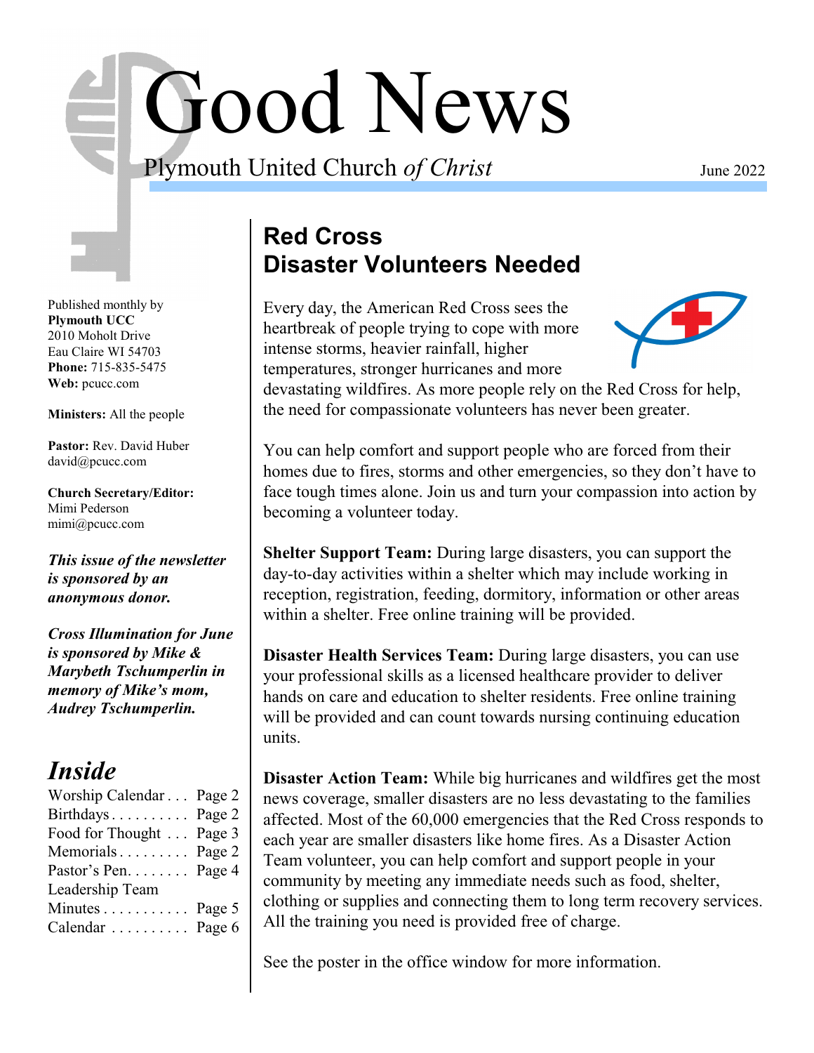# Good News

Plymouth United Church *of Christ*

June 2022

Published monthly by
**Plymouth UCC**
2010 Moholt Drive
Eau Claire WI 54703
**Phone:** 715-835-5475
**Web:** pcucc.com

**Ministers:** All the people

**Pastor:** Rev. David Huber
david@pcucc.com

**Church Secretary/Editor:**
Mimi Pederson
mimi@pcucc.com

***This issue of the newsletter is sponsored by an anonymous donor.***

***Cross Illumination for June is sponsored by Mike & Marybeth Tschumperlin in memory of Mike's mom, Audrey Tschumperlin.***

## *Inside*

| | |
|---|---|
| Worship Calendar | Page 2 |
| Birthdays | Page 2 |
| Food for Thought | Page 3 |
| Memorials | Page 2 |
| Pastor's Pen | Page 4 |
| Leadership Team Minutes | Page 5 |
| Calendar | Page 6 |

## Red Cross Disaster Volunteers Needed

Every day, the American Red Cross sees the heartbreak of people trying to cope with more intense storms, heavier rainfall, higher temperatures, stronger hurricanes and more devastating wildfires. As more people rely on the Red Cross for help, the need for compassionate volunteers has never been greater.

You can help comfort and support people who are forced from their homes due to fires, storms and other emergencies, so they don't have to face tough times alone. Join us and turn your compassion into action by becoming a volunteer today.

**Shelter Support Team:** During large disasters, you can support the day-to-day activities within a shelter which may include working in reception, registration, feeding, dormitory, information or other areas within a shelter. Free online training will be provided.

**Disaster Health Services Team:** During large disasters, you can use your professional skills as a licensed healthcare provider to deliver hands on care and education to shelter residents. Free online training will be provided and can count towards nursing continuing education units.

**Disaster Action Team:** While big hurricanes and wildfires get the most news coverage, smaller disasters are no less devastating to the families affected. Most of the 60,000 emergencies that the Red Cross responds to each year are smaller disasters like home fires. As a Disaster Action Team volunteer, you can help comfort and support people in your community by meeting any immediate needs such as food, shelter, clothing or supplies and connecting them to long term recovery services. All the training you need is provided free of charge.

See the poster in the office window for more information.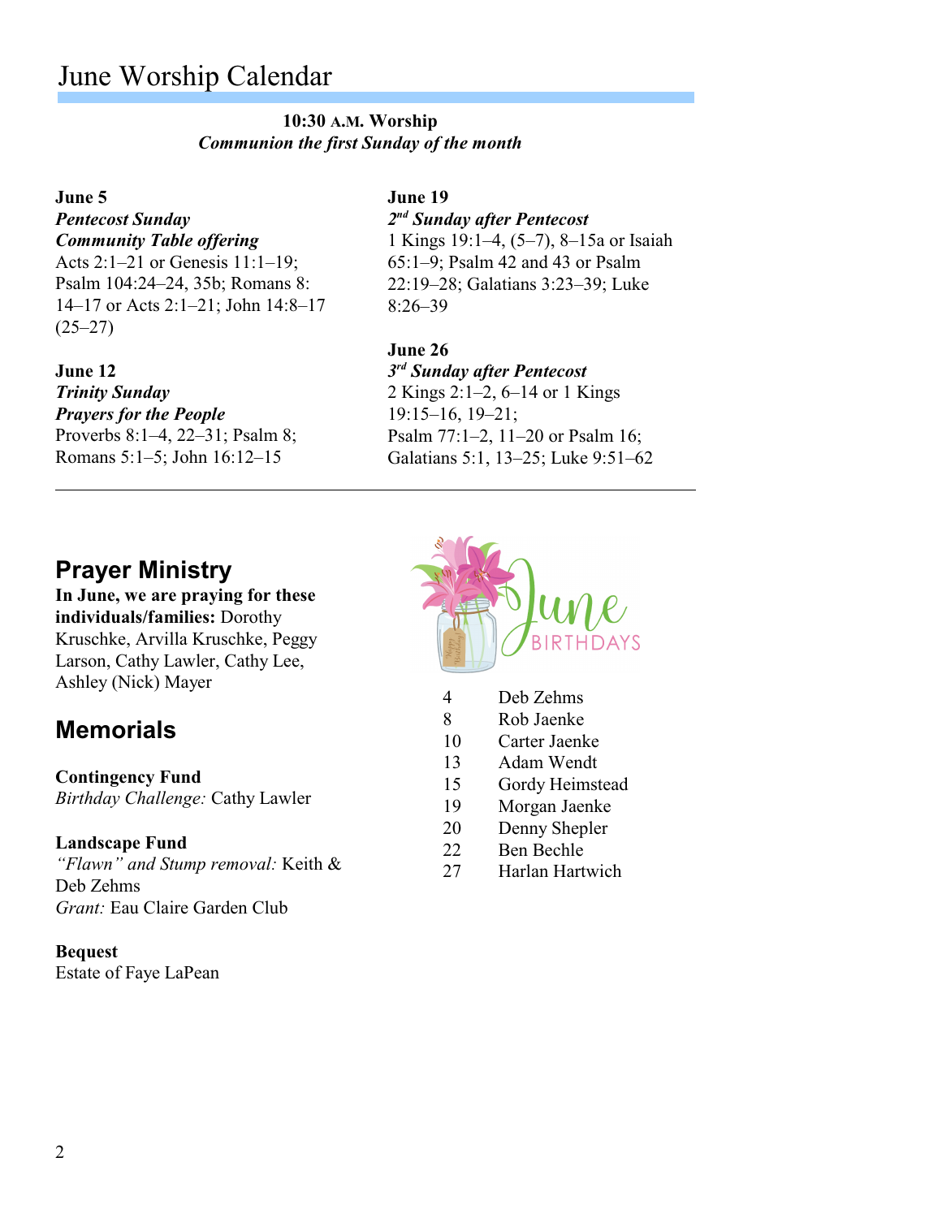# June Worship Calendar

**10:30 A.M. Worship**
***Communion the first Sunday of the month***

**June 5**
***Pentecost Sunday***
***Community Table offering***
Acts 2:1–21 or Genesis 11:1–19; Psalm 104:24–24, 35b; Romans 8: 14–17 or Acts 2:1–21; John 14:8–17 (25–27)

**June 12**
***Trinity Sunday***
***Prayers for the People***
Proverbs 8:1–4, 22–31; Psalm 8; Romans 5:1–5; John 16:12–15

**June 19**
***2nd Sunday after Pentecost***
1 Kings 19:1–4, (5–7), 8–15a or Isaiah 65:1–9; Psalm 42 and 43 or Psalm 22:19–28; Galatians 3:23–39; Luke 8:26–39

**June 26**
***3rd Sunday after Pentecost***
2 Kings 2:1–2, 6–14 or 1 Kings 19:15–16, 19–21; Psalm 77:1–2, 11–20 or Psalm 16; Galatians 5:1, 13–25; Luke 9:51–62

---

## Prayer Ministry

**In June, we are praying for these individuals/families:** Dorothy Kruschke, Arvilla Kruschke, Peggy Larson, Cathy Lawler, Cathy Lee, Ashley (Nick) Mayer

## Memorials

**Contingency Fund**
*Birthday Challenge:* Cathy Lawler

**Landscape Fund**
*"Flawn" and Stump removal:* Keith & Deb Zehms
*Grant:* Eau Claire Garden Club

**Bequest**
Estate of Faye LaPean

## June Birthdays

| | |
|---|---|
| 4 | Deb Zehms |
| 8 | Rob Jaenke |
| 10 | Carter Jaenke |
| 13 | Adam Wendt |
| 15 | Gordy Heimstead |
| 19 | Morgan Jaenke |
| 20 | Denny Shepler |
| 22 | Ben Bechle |
| 27 | Harlan Hartwich |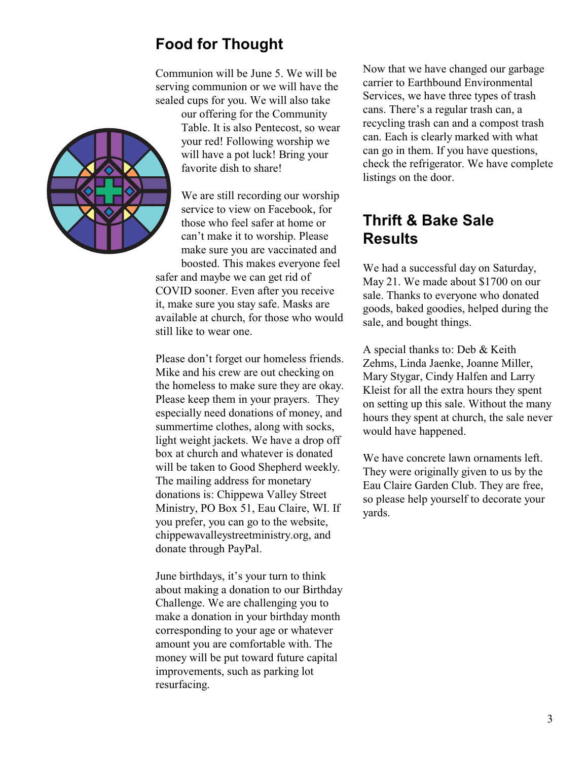## Food for Thought

Communion will be June 5. We will be serving communion or we will have the sealed cups for you. We will also take our offering for the Community Table. It is also Pentecost, so wear your red! Following worship we will have a pot luck! Bring your favorite dish to share!

We are still recording our worship service to view on Facebook, for those who feel safer at home or can't make it to worship. Please make sure you are vaccinated and boosted. This makes everyone feel safer and maybe we can get rid of COVID sooner. Even after you receive it, make sure you stay safe. Masks are available at church, for those who would still like to wear one.

Please don't forget our homeless friends. Mike and his crew are out checking on the homeless to make sure they are okay. Please keep them in your prayers. They especially need donations of money, and summertime clothes, along with socks, light weight jackets. We have a drop off box at church and whatever is donated will be taken to Good Shepherd weekly. The mailing address for monetary donations is: Chippewa Valley Street Ministry, PO Box 51, Eau Claire, WI. If you prefer, you can go to the website, chippewavalleystreetministry.org, and donate through PayPal.

June birthdays, it's your turn to think about making a donation to our Birthday Challenge. We are challenging you to make a donation in your birthday month corresponding to your age or whatever amount you are comfortable with. The money will be put toward future capital improvements, such as parking lot resurfacing.

Now that we have changed our garbage carrier to Earthbound Environmental Services, we have three types of trash cans. There's a regular trash can, a recycling trash can and a compost trash can. Each is clearly marked with what can go in them. If you have questions, check the refrigerator. We have complete listings on the door.

## Thrift & Bake Sale Results

We had a successful day on Saturday, May 21. We made about $1700 on our sale. Thanks to everyone who donated goods, baked goodies, helped during the sale, and bought things.

A special thanks to: Deb & Keith Zehms, Linda Jaenke, Joanne Miller, Mary Stygar, Cindy Halfen and Larry Kleist for all the extra hours they spent on setting up this sale. Without the many hours they spent at church, the sale never would have happened.

We have concrete lawn ornaments left. They were originally given to us by the Eau Claire Garden Club. They are free, so please help yourself to decorate your yards.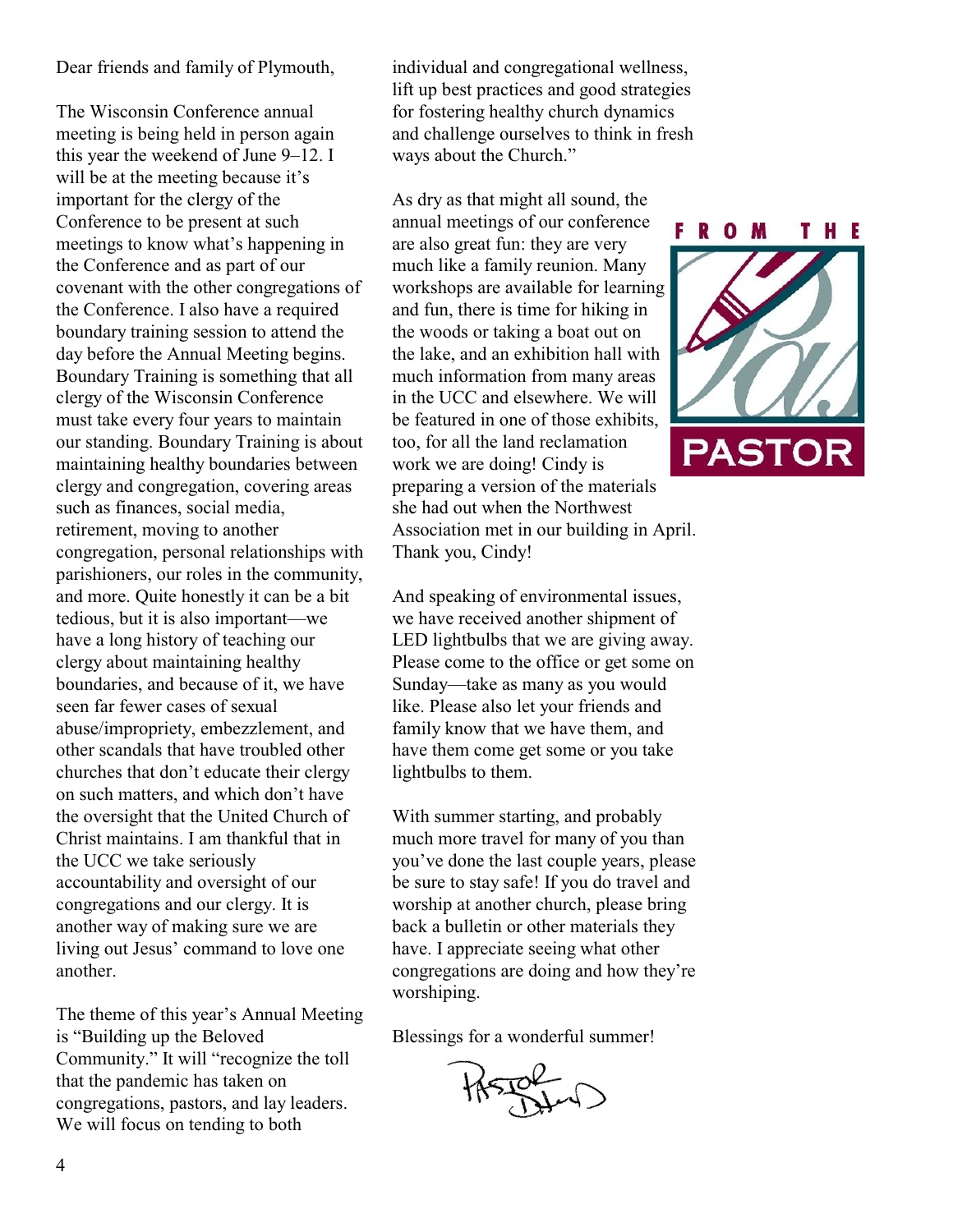## From the Pastor

Dear friends and family of Plymouth,

The Wisconsin Conference annual meeting is being held in person again this year the weekend of June 9–12. I will be at the meeting because it's important for the clergy of the Conference to be present at such meetings to know what's happening in the Conference and as part of our covenant with the other congregations of the Conference. I also have a required boundary training session to attend the day before the Annual Meeting begins. Boundary Training is something that all clergy of the Wisconsin Conference must take every four years to maintain our standing. Boundary Training is about maintaining healthy boundaries between clergy and congregation, covering areas such as finances, social media, retirement, moving to another congregation, personal relationships with parishioners, our roles in the community, and more. Quite honestly it can be a bit tedious, but it is also important—we have a long history of teaching our clergy about maintaining healthy boundaries, and because of it, we have seen far fewer cases of sexual abuse/impropriety, embezzlement, and other scandals that have troubled other churches that don't educate their clergy on such matters, and which don't have the oversight that the United Church of Christ maintains. I am thankful that in the UCC we take seriously accountability and oversight of our congregations and our clergy. It is another way of making sure we are living out Jesus' command to love one another.

The theme of this year's Annual Meeting is "Building up the Beloved Community." It will "recognize the toll that the pandemic has taken on congregations, pastors, and lay leaders. We will focus on tending to both individual and congregational wellness, lift up best practices and good strategies for fostering healthy church dynamics and challenge ourselves to think in fresh ways about the Church."

As dry as that might all sound, the annual meetings of our conference are also great fun: they are very much like a family reunion. Many workshops are available for learning and fun, there is time for hiking in the woods or taking a boat out on the lake, and an exhibition hall with much information from many areas in the UCC and elsewhere. We will be featured in one of those exhibits, too, for all the land reclamation work we are doing! Cindy is preparing a version of the materials she had out when the Northwest Association met in our building in April. Thank you, Cindy!

And speaking of environmental issues, we have received another shipment of LED lightbulbs that we are giving away. Please come to the office or get some on Sunday—take as many as you would like. Please also let your friends and family know that we have them, and have them come get some or you take lightbulbs to them.

With summer starting, and probably much more travel for many of you than you've done the last couple years, please be sure to stay safe! If you do travel and worship at another church, please bring back a bulletin or other materials they have. I appreciate seeing what other congregations are doing and how they're worshiping.

Blessings for a wonderful summer!

Pastor David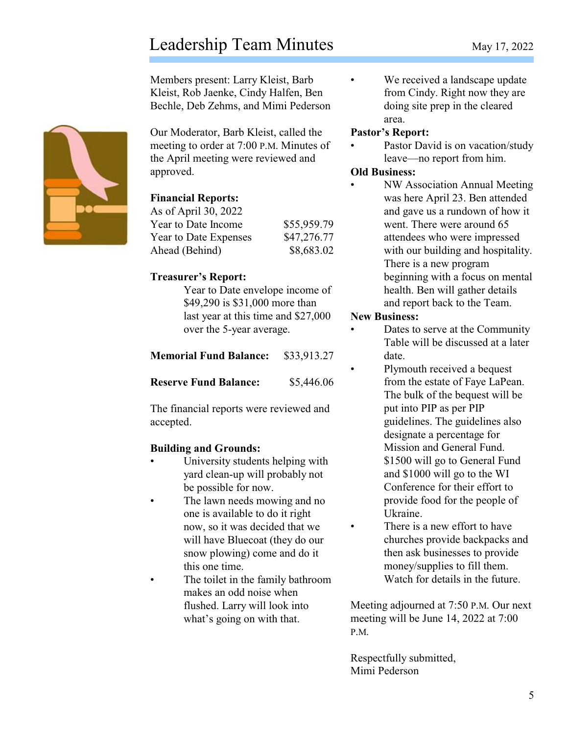# Leadership Team Minutes

May 17, 2022

Members present: Larry Kleist, Barb Kleist, Rob Jaenke, Cindy Halfen, Ben Bechle, Deb Zehms, and Mimi Pederson

Our Moderator, Barb Kleist, called the meeting to order at 7:00 P.M. Minutes of the April meeting were reviewed and approved.

**Financial Reports:**

| As of April 30, 2022 | |
|---|---|
| Year to Date Income | $55,959.79 |
| Year to Date Expenses | $47,276.77 |
| Ahead (Behind) | $8,683.02 |

**Treasurer's Report:**

Year to Date envelope income of $49,290 is $31,000 more than last year at this time and $27,000 over the 5-year average.

**Memorial Fund Balance:** $33,913.27

**Reserve Fund Balance:** $5,446.06

The financial reports were reviewed and accepted.

**Building and Grounds:**

- University students helping with yard clean-up will probably not be possible for now.
- The lawn needs mowing and no one is available to do it right now, so it was decided that we will have Bluecoat (they do our snow plowing) come and do it this one time.
- The toilet in the family bathroom makes an odd noise when flushed. Larry will look into what's going on with that.
- We received a landscape update from Cindy. Right now they are doing site prep in the cleared area.

**Pastor's Report:**

- Pastor David is on vacation/study leave—no report from him.

**Old Business:**

- NW Association Annual Meeting was here April 23. Ben attended and gave us a rundown of how it went. There were around 65 attendees who were impressed with our building and hospitality. There is a new program beginning with a focus on mental health. Ben will gather details and report back to the Team.

**New Business:**

- Dates to serve at the Community Table will be discussed at a later date.
- Plymouth received a bequest from the estate of Faye LaPean. The bulk of the bequest will be put into PIP as per PIP guidelines. The guidelines also designate a percentage for Mission and General Fund. $1500 will go to General Fund and $1000 will go to the WI Conference for their effort to provide food for the people of Ukraine.
- There is a new effort to have churches provide backpacks and then ask businesses to provide money/supplies to fill them. Watch for details in the future.

Meeting adjourned at 7:50 P.M. Our next meeting will be June 14, 2022 at 7:00 P.M.

Respectfully submitted,
Mimi Pederson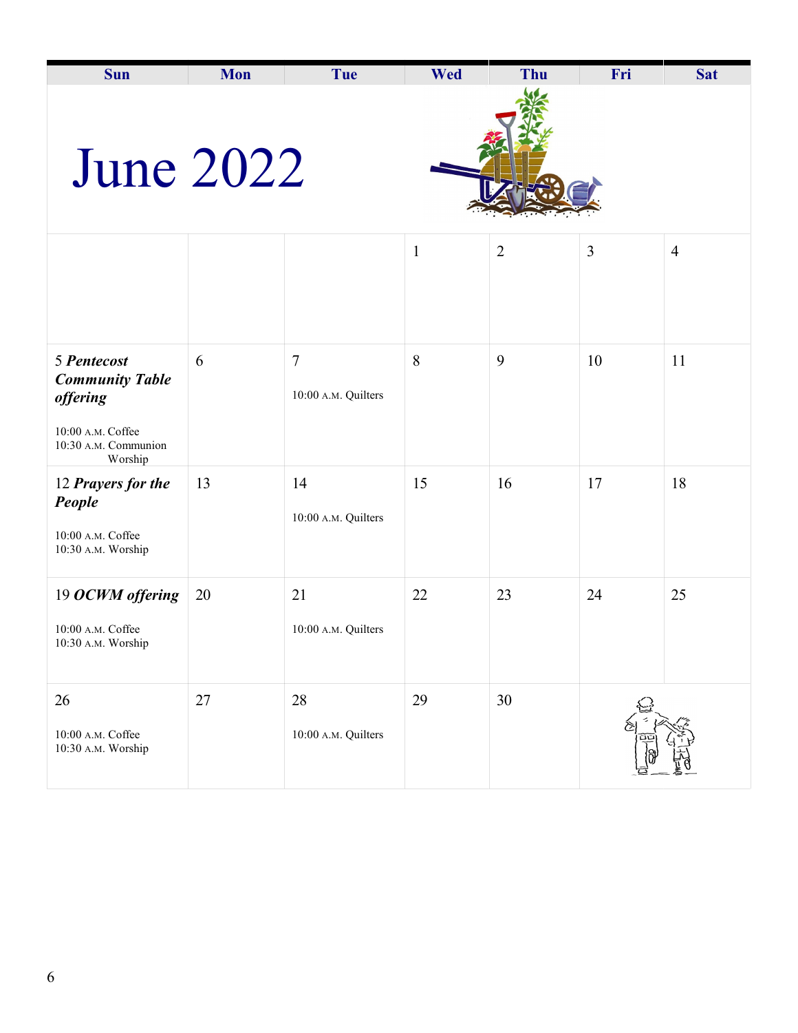# June 2022

| Sun | Mon | Tue | Wed | Thu | Fri | Sat |
|---|---|---|---|---|---|---|
| | | | 1 | 2 | 3 | 4 |
| 5 ***Pentecost Community Table offering*** <br> 10:00 A.M. Coffee <br> 10:30 A.M. Communion Worship | 6 | 7 <br> 10:00 A.M. Quilters | 8 | 9 | 10 | 11 |
| 12 ***Prayers for the People*** <br> 10:00 A.M. Coffee <br> 10:30 A.M. Worship | 13 | 14 <br> 10:00 A.M. Quilters | 15 | 16 | 17 | 18 |
| 19 ***OCWM offering*** <br> 10:00 A.M. Coffee <br> 10:30 A.M. Worship | 20 | 21 <br> 10:00 A.M. Quilters | 22 | 23 | 24 | 25 |
| 26 <br> 10:00 A.M. Coffee <br> 10:30 A.M. Worship | 27 | 28 <br> 10:00 A.M. Quilters | 29 | 30 | | |